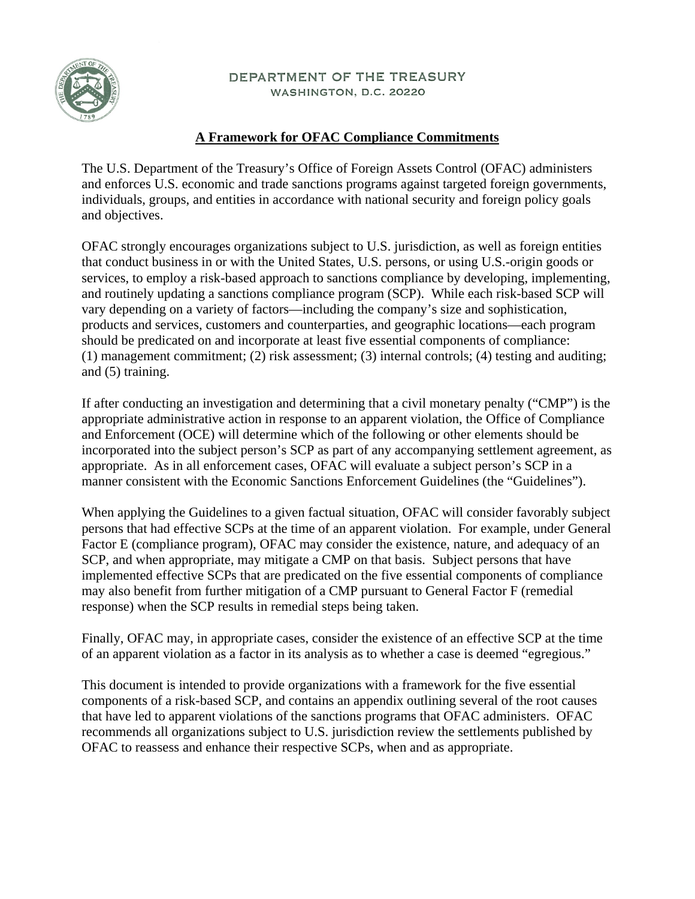DEPARTMENT OF THE TREASURY
WASHINGTON, D.C. 20220

# A Framework for OFAC Compliance Commitments

The U.S. Department of the Treasury's Office of Foreign Assets Control (OFAC) administers and enforces U.S. economic and trade sanctions programs against targeted foreign governments, individuals, groups, and entities in accordance with national security and foreign policy goals and objectives.

OFAC strongly encourages organizations subject to U.S. jurisdiction, as well as foreign entities that conduct business in or with the United States, U.S. persons, or using U.S.-origin goods or services, to employ a risk-based approach to sanctions compliance by developing, implementing, and routinely updating a sanctions compliance program (SCP). While each risk-based SCP will vary depending on a variety of factors—including the company's size and sophistication, products and services, customers and counterparties, and geographic locations—each program should be predicated on and incorporate at least five essential components of compliance: (1) management commitment; (2) risk assessment; (3) internal controls; (4) testing and auditing; and (5) training.

If after conducting an investigation and determining that a civil monetary penalty ("CMP") is the appropriate administrative action in response to an apparent violation, the Office of Compliance and Enforcement (OCE) will determine which of the following or other elements should be incorporated into the subject person's SCP as part of any accompanying settlement agreement, as appropriate. As in all enforcement cases, OFAC will evaluate a subject person's SCP in a manner consistent with the Economic Sanctions Enforcement Guidelines (the "Guidelines").

When applying the Guidelines to a given factual situation, OFAC will consider favorably subject persons that had effective SCPs at the time of an apparent violation. For example, under General Factor E (compliance program), OFAC may consider the existence, nature, and adequacy of an SCP, and when appropriate, may mitigate a CMP on that basis. Subject persons that have implemented effective SCPs that are predicated on the five essential components of compliance may also benefit from further mitigation of a CMP pursuant to General Factor F (remedial response) when the SCP results in remedial steps being taken.

Finally, OFAC may, in appropriate cases, consider the existence of an effective SCP at the time of an apparent violation as a factor in its analysis as to whether a case is deemed "egregious."

This document is intended to provide organizations with a framework for the five essential components of a risk-based SCP, and contains an appendix outlining several of the root causes that have led to apparent violations of the sanctions programs that OFAC administers. OFAC recommends all organizations subject to U.S. jurisdiction review the settlements published by OFAC to reassess and enhance their respective SCPs, when and as appropriate.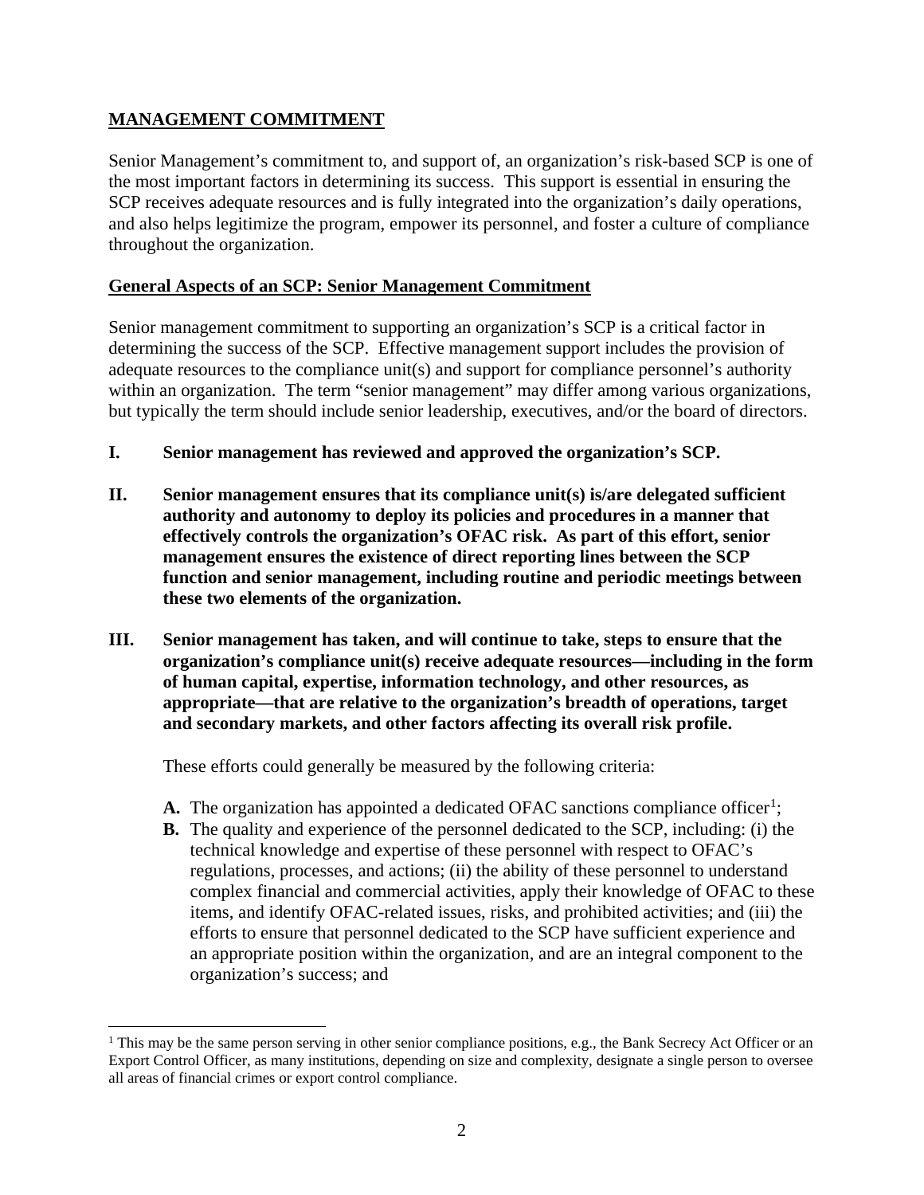## MANAGEMENT COMMITMENT

Senior Management's commitment to, and support of, an organization's risk-based SCP is one of the most important factors in determining its success. This support is essential in ensuring the SCP receives adequate resources and is fully integrated into the organization's daily operations, and also helps legitimize the program, empower its personnel, and foster a culture of compliance throughout the organization.

### General Aspects of an SCP: Senior Management Commitment

Senior management commitment to supporting an organization's SCP is a critical factor in determining the success of the SCP. Effective management support includes the provision of adequate resources to the compliance unit(s) and support for compliance personnel's authority within an organization. The term "senior management" may differ among various organizations, but typically the term should include senior leadership, executives, and/or the board of directors.

**I. Senior management has reviewed and approved the organization's SCP.**

**II. Senior management ensures that its compliance unit(s) is/are delegated sufficient authority and autonomy to deploy its policies and procedures in a manner that effectively controls the organization's OFAC risk. As part of this effort, senior management ensures the existence of direct reporting lines between the SCP function and senior management, including routine and periodic meetings between these two elements of the organization.**

**III. Senior management has taken, and will continue to take, steps to ensure that the organization's compliance unit(s) receive adequate resources—including in the form of human capital, expertise, information technology, and other resources, as appropriate—that are relative to the organization's breadth of operations, target and secondary markets, and other factors affecting its overall risk profile.**

These efforts could generally be measured by the following criteria:

- **A.** The organization has appointed a dedicated OFAC sanctions compliance officer[1];
- **B.** The quality and experience of the personnel dedicated to the SCP, including: (i) the technical knowledge and expertise of these personnel with respect to OFAC's regulations, processes, and actions; (ii) the ability of these personnel to understand complex financial and commercial activities, apply their knowledge of OFAC to these items, and identify OFAC-related issues, risks, and prohibited activities; and (iii) the efforts to ensure that personnel dedicated to the SCP have sufficient experience and an appropriate position within the organization, and are an integral component to the organization's success; and

[1] This may be the same person serving in other senior compliance positions, e.g., the Bank Secrecy Act Officer or an Export Control Officer, as many institutions, depending on size and complexity, designate a single person to oversee all areas of financial crimes or export control compliance.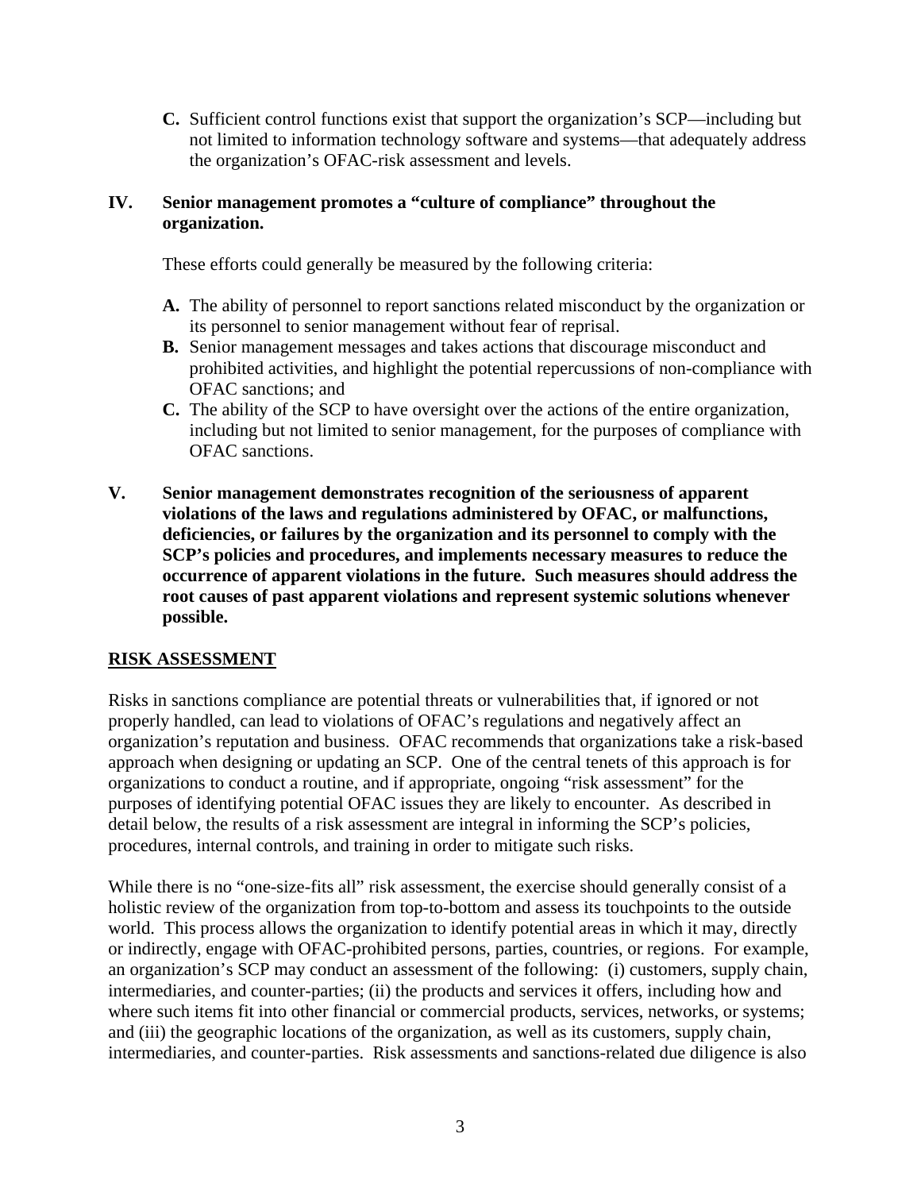**C.** Sufficient control functions exist that support the organization's SCP—including but not limited to information technology software and systems—that adequately address the organization's OFAC-risk assessment and levels.

**IV. Senior management promotes a "culture of compliance" throughout the organization.**

These efforts could generally be measured by the following criteria:

**A.** The ability of personnel to report sanctions related misconduct by the organization or its personnel to senior management without fear of reprisal.

**B.** Senior management messages and takes actions that discourage misconduct and prohibited activities, and highlight the potential repercussions of non-compliance with OFAC sanctions; and

**C.** The ability of the SCP to have oversight over the actions of the entire organization, including but not limited to senior management, for the purposes of compliance with OFAC sanctions.

**V. Senior management demonstrates recognition of the seriousness of apparent violations of the laws and regulations administered by OFAC, or malfunctions, deficiencies, or failures by the organization and its personnel to comply with the SCP's policies and procedures, and implements necessary measures to reduce the occurrence of apparent violations in the future. Such measures should address the root causes of past apparent violations and represent systemic solutions whenever possible.**

## RISK ASSESSMENT

Risks in sanctions compliance are potential threats or vulnerabilities that, if ignored or not properly handled, can lead to violations of OFAC's regulations and negatively affect an organization's reputation and business. OFAC recommends that organizations take a risk-based approach when designing or updating an SCP. One of the central tenets of this approach is for organizations to conduct a routine, and if appropriate, ongoing "risk assessment" for the purposes of identifying potential OFAC issues they are likely to encounter. As described in detail below, the results of a risk assessment are integral in informing the SCP's policies, procedures, internal controls, and training in order to mitigate such risks.

While there is no "one-size-fits all" risk assessment, the exercise should generally consist of a holistic review of the organization from top-to-bottom and assess its touchpoints to the outside world. This process allows the organization to identify potential areas in which it may, directly or indirectly, engage with OFAC-prohibited persons, parties, countries, or regions. For example, an organization's SCP may conduct an assessment of the following: (i) customers, supply chain, intermediaries, and counter-parties; (ii) the products and services it offers, including how and where such items fit into other financial or commercial products, services, networks, or systems; and (iii) the geographic locations of the organization, as well as its customers, supply chain, intermediaries, and counter-parties. Risk assessments and sanctions-related due diligence is also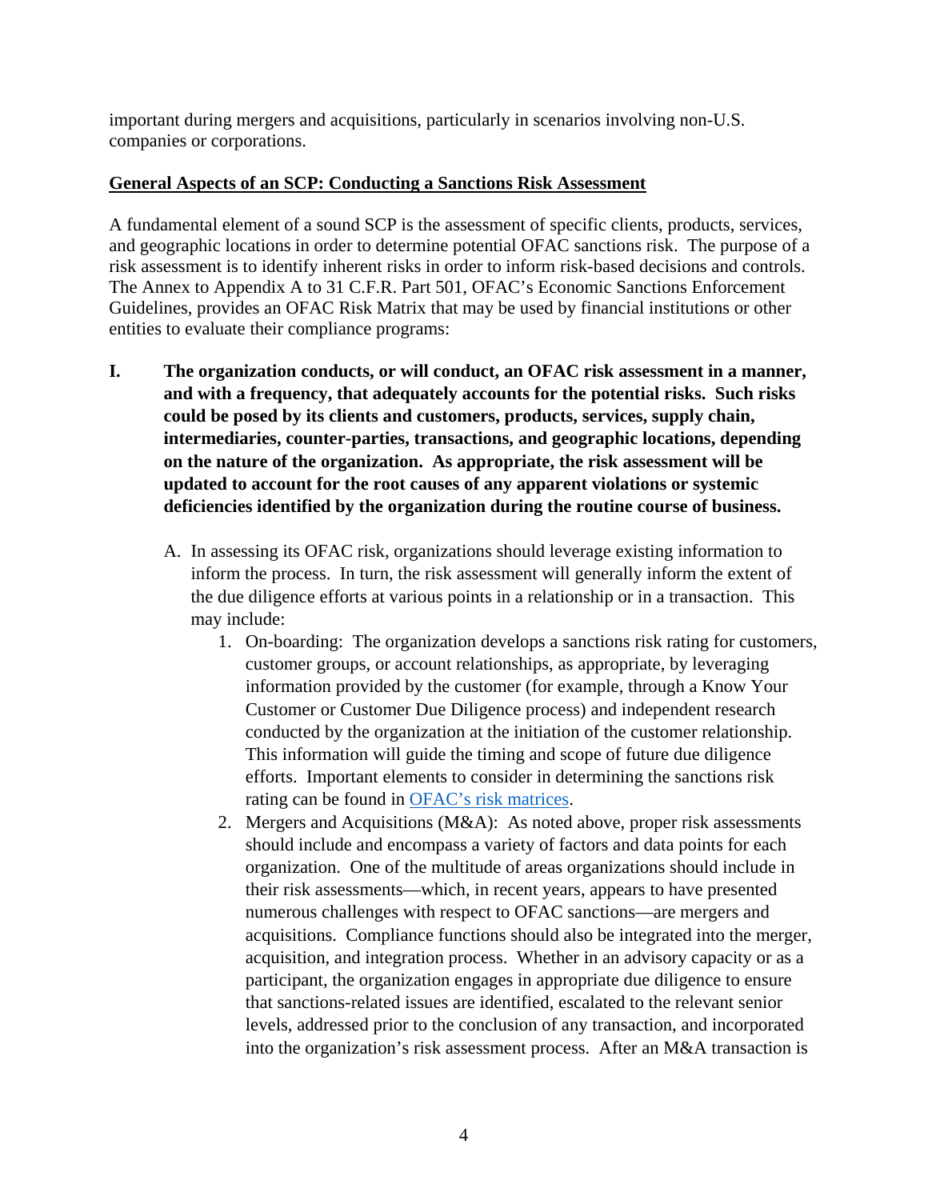important during mergers and acquisitions, particularly in scenarios involving non-U.S. companies or corporations.

**General Aspects of an SCP: Conducting a Sanctions Risk Assessment**

A fundamental element of a sound SCP is the assessment of specific clients, products, services, and geographic locations in order to determine potential OFAC sanctions risk. The purpose of a risk assessment is to identify inherent risks in order to inform risk-based decisions and controls. The Annex to Appendix A to 31 C.F.R. Part 501, OFAC's Economic Sanctions Enforcement Guidelines, provides an OFAC Risk Matrix that may be used by financial institutions or other entities to evaluate their compliance programs:

**I. The organization conducts, or will conduct, an OFAC risk assessment in a manner, and with a frequency, that adequately accounts for the potential risks. Such risks could be posed by its clients and customers, products, services, supply chain, intermediaries, counter-parties, transactions, and geographic locations, depending on the nature of the organization. As appropriate, the risk assessment will be updated to account for the root causes of any apparent violations or systemic deficiencies identified by the organization during the routine course of business.**

A. In assessing its OFAC risk, organizations should leverage existing information to inform the process. In turn, the risk assessment will generally inform the extent of the due diligence efforts at various points in a relationship or in a transaction. This may include:

1. On-boarding: The organization develops a sanctions risk rating for customers, customer groups, or account relationships, as appropriate, by leveraging information provided by the customer (for example, through a Know Your Customer or Customer Due Diligence process) and independent research conducted by the organization at the initiation of the customer relationship. This information will guide the timing and scope of future due diligence efforts. Important elements to consider in determining the sanctions risk rating can be found in OFAC's risk matrices.
2. Mergers and Acquisitions (M&A): As noted above, proper risk assessments should include and encompass a variety of factors and data points for each organization. One of the multitude of areas organizations should include in their risk assessments—which, in recent years, appears to have presented numerous challenges with respect to OFAC sanctions—are mergers and acquisitions. Compliance functions should also be integrated into the merger, acquisition, and integration process. Whether in an advisory capacity or as a participant, the organization engages in appropriate due diligence to ensure that sanctions-related issues are identified, escalated to the relevant senior levels, addressed prior to the conclusion of any transaction, and incorporated into the organization's risk assessment process. After an M&A transaction is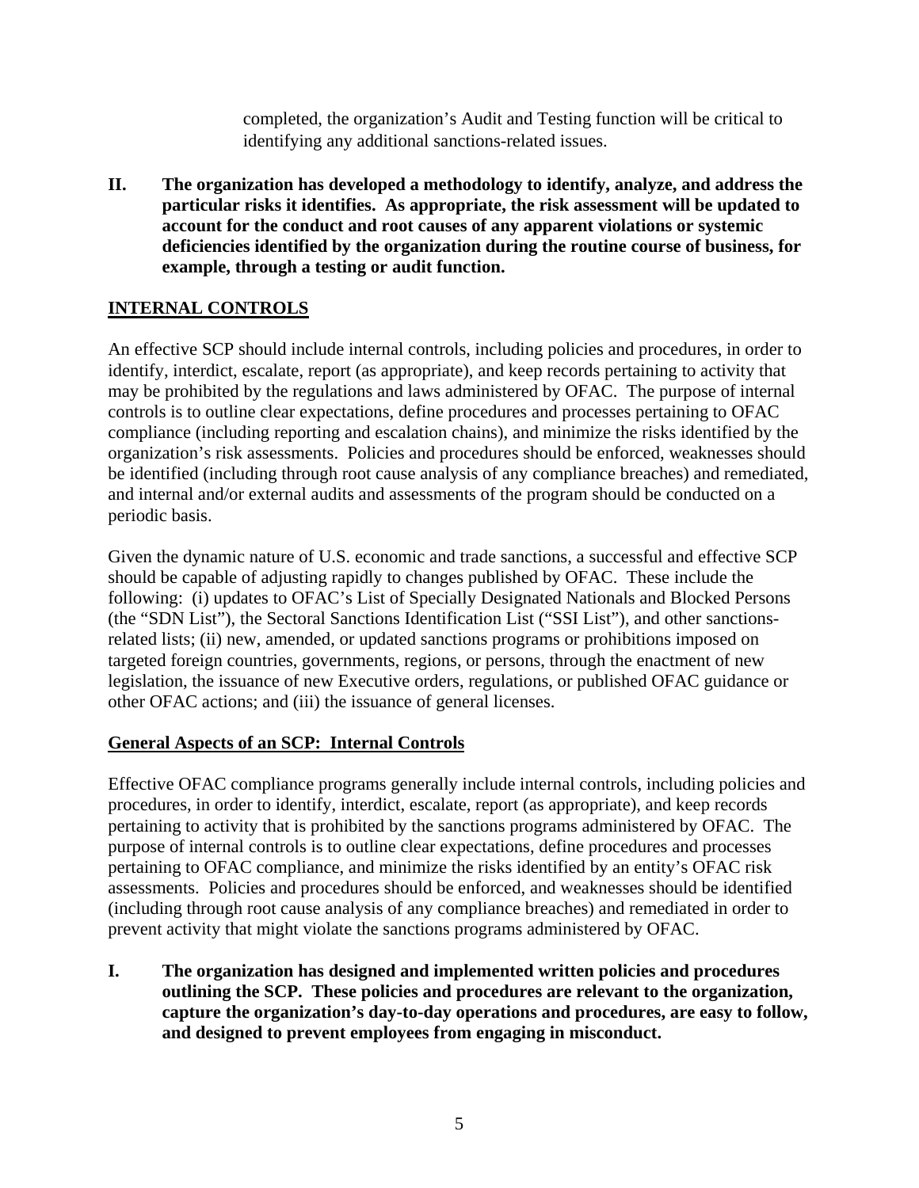completed, the organization's Audit and Testing function will be critical to identifying any additional sanctions-related issues.

**II. The organization has developed a methodology to identify, analyze, and address the particular risks it identifies. As appropriate, the risk assessment will be updated to account for the conduct and root causes of any apparent violations or systemic deficiencies identified by the organization during the routine course of business, for example, through a testing or audit function.**

## INTERNAL CONTROLS

An effective SCP should include internal controls, including policies and procedures, in order to identify, interdict, escalate, report (as appropriate), and keep records pertaining to activity that may be prohibited by the regulations and laws administered by OFAC. The purpose of internal controls is to outline clear expectations, define procedures and processes pertaining to OFAC compliance (including reporting and escalation chains), and minimize the risks identified by the organization's risk assessments. Policies and procedures should be enforced, weaknesses should be identified (including through root cause analysis of any compliance breaches) and remediated, and internal and/or external audits and assessments of the program should be conducted on a periodic basis.

Given the dynamic nature of U.S. economic and trade sanctions, a successful and effective SCP should be capable of adjusting rapidly to changes published by OFAC. These include the following: (i) updates to OFAC's List of Specially Designated Nationals and Blocked Persons (the "SDN List"), the Sectoral Sanctions Identification List ("SSI List"), and other sanctions-related lists; (ii) new, amended, or updated sanctions programs or prohibitions imposed on targeted foreign countries, governments, regions, or persons, through the enactment of new legislation, the issuance of new Executive orders, regulations, or published OFAC guidance or other OFAC actions; and (iii) the issuance of general licenses.

### General Aspects of an SCP: Internal Controls

Effective OFAC compliance programs generally include internal controls, including policies and procedures, in order to identify, interdict, escalate, report (as appropriate), and keep records pertaining to activity that is prohibited by the sanctions programs administered by OFAC. The purpose of internal controls is to outline clear expectations, define procedures and processes pertaining to OFAC compliance, and minimize the risks identified by an entity's OFAC risk assessments. Policies and procedures should be enforced, and weaknesses should be identified (including through root cause analysis of any compliance breaches) and remediated in order to prevent activity that might violate the sanctions programs administered by OFAC.

**I. The organization has designed and implemented written policies and procedures outlining the SCP. These policies and procedures are relevant to the organization, capture the organization's day-to-day operations and procedures, are easy to follow, and designed to prevent employees from engaging in misconduct.**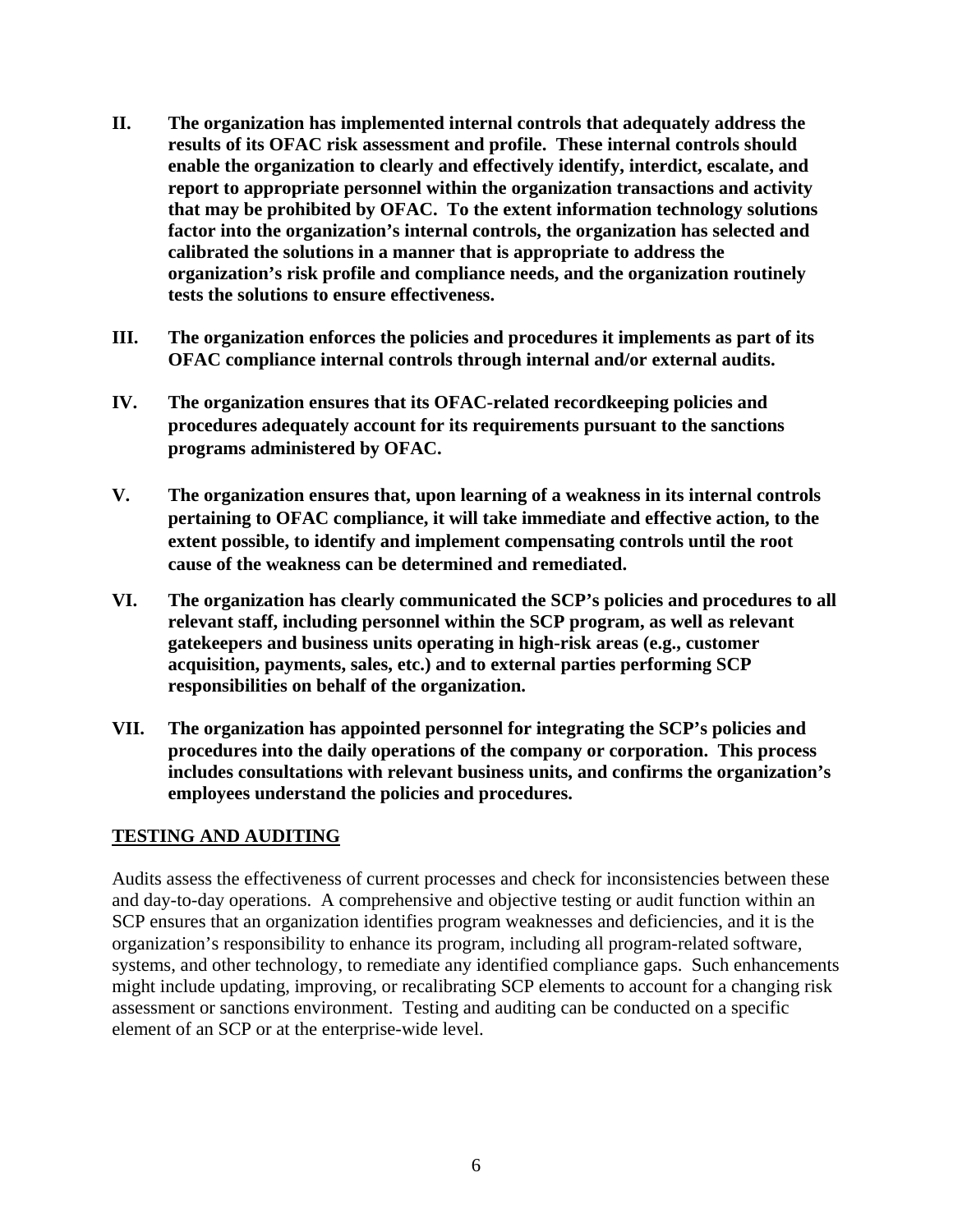**II. The organization has implemented internal controls that adequately address the results of its OFAC risk assessment and profile. These internal controls should enable the organization to clearly and effectively identify, interdict, escalate, and report to appropriate personnel within the organization transactions and activity that may be prohibited by OFAC. To the extent information technology solutions factor into the organization's internal controls, the organization has selected and calibrated the solutions in a manner that is appropriate to address the organization's risk profile and compliance needs, and the organization routinely tests the solutions to ensure effectiveness.**

**III. The organization enforces the policies and procedures it implements as part of its OFAC compliance internal controls through internal and/or external audits.**

**IV. The organization ensures that its OFAC-related recordkeeping policies and procedures adequately account for its requirements pursuant to the sanctions programs administered by OFAC.**

**V. The organization ensures that, upon learning of a weakness in its internal controls pertaining to OFAC compliance, it will take immediate and effective action, to the extent possible, to identify and implement compensating controls until the root cause of the weakness can be determined and remediated.**

**VI. The organization has clearly communicated the SCP's policies and procedures to all relevant staff, including personnel within the SCP program, as well as relevant gatekeepers and business units operating in high-risk areas (e.g., customer acquisition, payments, sales, etc.) and to external parties performing SCP responsibilities on behalf of the organization.**

**VII. The organization has appointed personnel for integrating the SCP's policies and procedures into the daily operations of the company or corporation. This process includes consultations with relevant business units, and confirms the organization's employees understand the policies and procedures.**

## TESTING AND AUDITING

Audits assess the effectiveness of current processes and check for inconsistencies between these and day-to-day operations. A comprehensive and objective testing or audit function within an SCP ensures that an organization identifies program weaknesses and deficiencies, and it is the organization's responsibility to enhance its program, including all program-related software, systems, and other technology, to remediate any identified compliance gaps. Such enhancements might include updating, improving, or recalibrating SCP elements to account for a changing risk assessment or sanctions environment. Testing and auditing can be conducted on a specific element of an SCP or at the enterprise-wide level.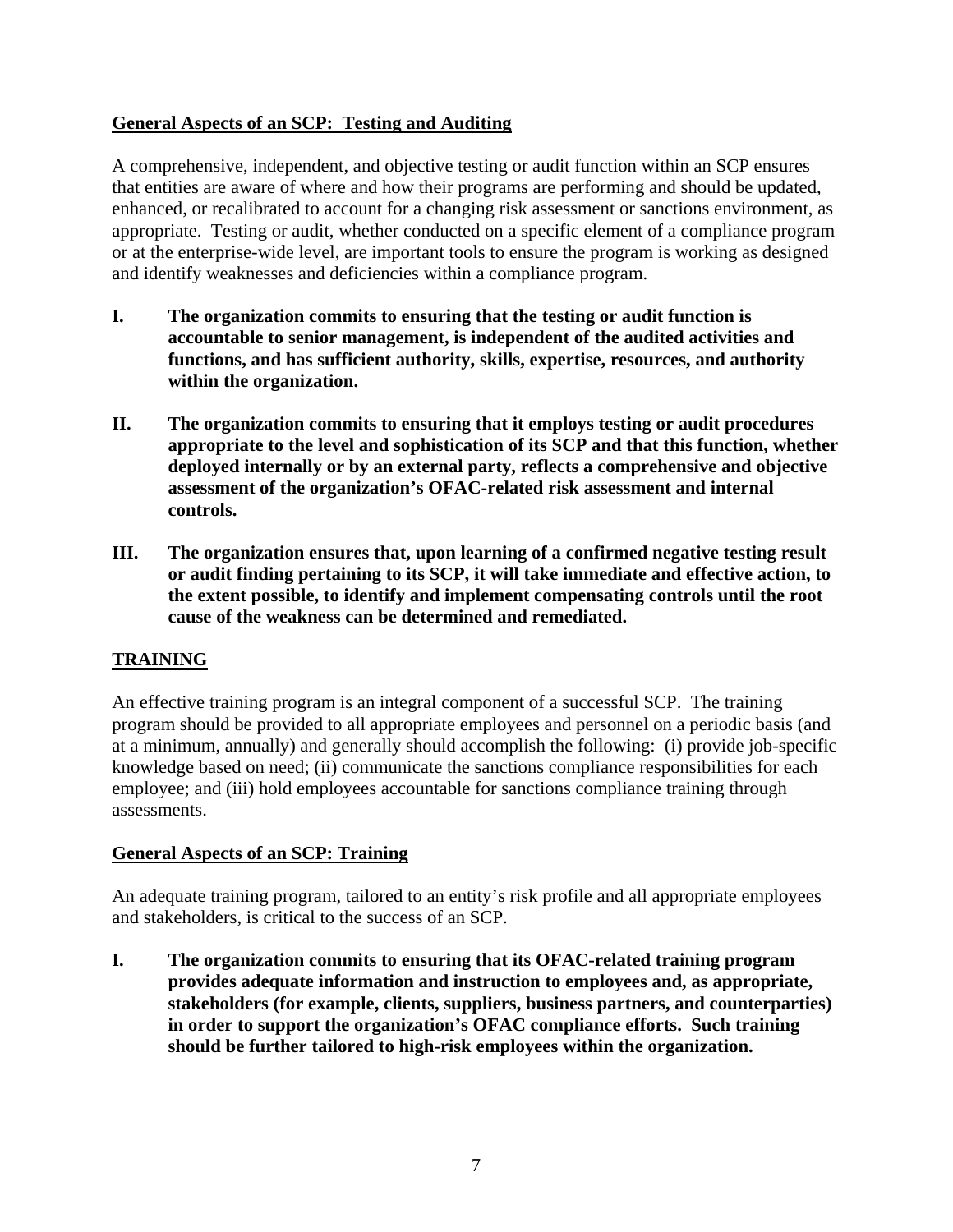**General Aspects of an SCP: Testing and Auditing**

A comprehensive, independent, and objective testing or audit function within an SCP ensures that entities are aware of where and how their programs are performing and should be updated, enhanced, or recalibrated to account for a changing risk assessment or sanctions environment, as appropriate. Testing or audit, whether conducted on a specific element of a compliance program or at the enterprise-wide level, are important tools to ensure the program is working as designed and identify weaknesses and deficiencies within a compliance program.

**I. The organization commits to ensuring that the testing or audit function is accountable to senior management, is independent of the audited activities and functions, and has sufficient authority, skills, expertise, resources, and authority within the organization.**

**II. The organization commits to ensuring that it employs testing or audit procedures appropriate to the level and sophistication of its SCP and that this function, whether deployed internally or by an external party, reflects a comprehensive and objective assessment of the organization's OFAC-related risk assessment and internal controls.**

**III. The organization ensures that, upon learning of a confirmed negative testing result or audit finding pertaining to its SCP, it will take immediate and effective action, to the extent possible, to identify and implement compensating controls until the root cause of the weakness can be determined and remediated.**

## TRAINING

An effective training program is an integral component of a successful SCP. The training program should be provided to all appropriate employees and personnel on a periodic basis (and at a minimum, annually) and generally should accomplish the following: (i) provide job-specific knowledge based on need; (ii) communicate the sanctions compliance responsibilities for each employee; and (iii) hold employees accountable for sanctions compliance training through assessments.

**General Aspects of an SCP: Training**

An adequate training program, tailored to an entity's risk profile and all appropriate employees and stakeholders, is critical to the success of an SCP.

**I. The organization commits to ensuring that its OFAC-related training program provides adequate information and instruction to employees and, as appropriate, stakeholders (for example, clients, suppliers, business partners, and counterparties) in order to support the organization's OFAC compliance efforts. Such training should be further tailored to high-risk employees within the organization.**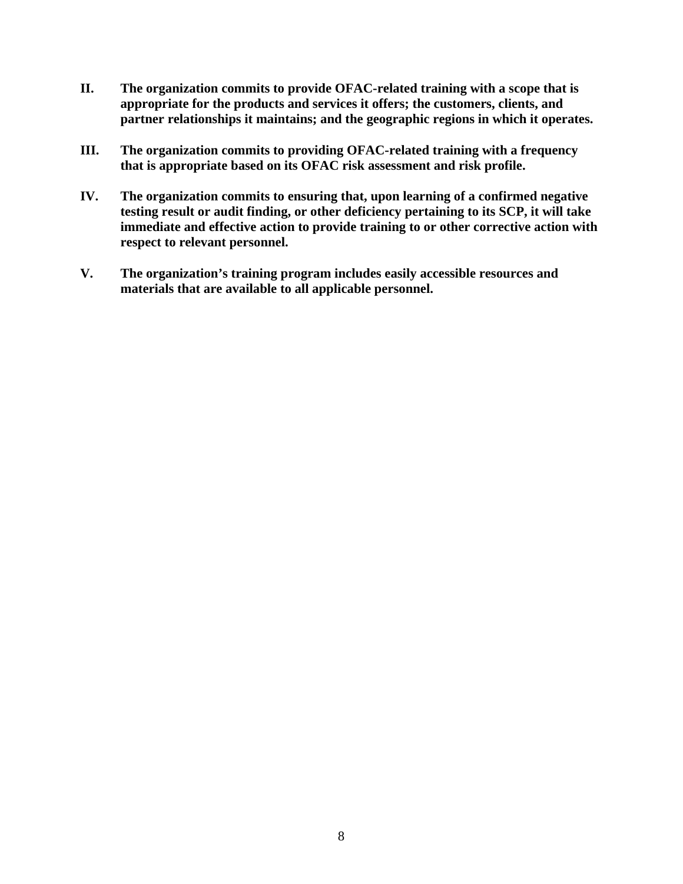**II. The organization commits to provide OFAC-related training with a scope that is appropriate for the products and services it offers; the customers, clients, and partner relationships it maintains; and the geographic regions in which it operates.**

**III. The organization commits to providing OFAC-related training with a frequency that is appropriate based on its OFAC risk assessment and risk profile.**

**IV. The organization commits to ensuring that, upon learning of a confirmed negative testing result or audit finding, or other deficiency pertaining to its SCP, it will take immediate and effective action to provide training to or other corrective action with respect to relevant personnel.**

**V. The organization's training program includes easily accessible resources and materials that are available to all applicable personnel.**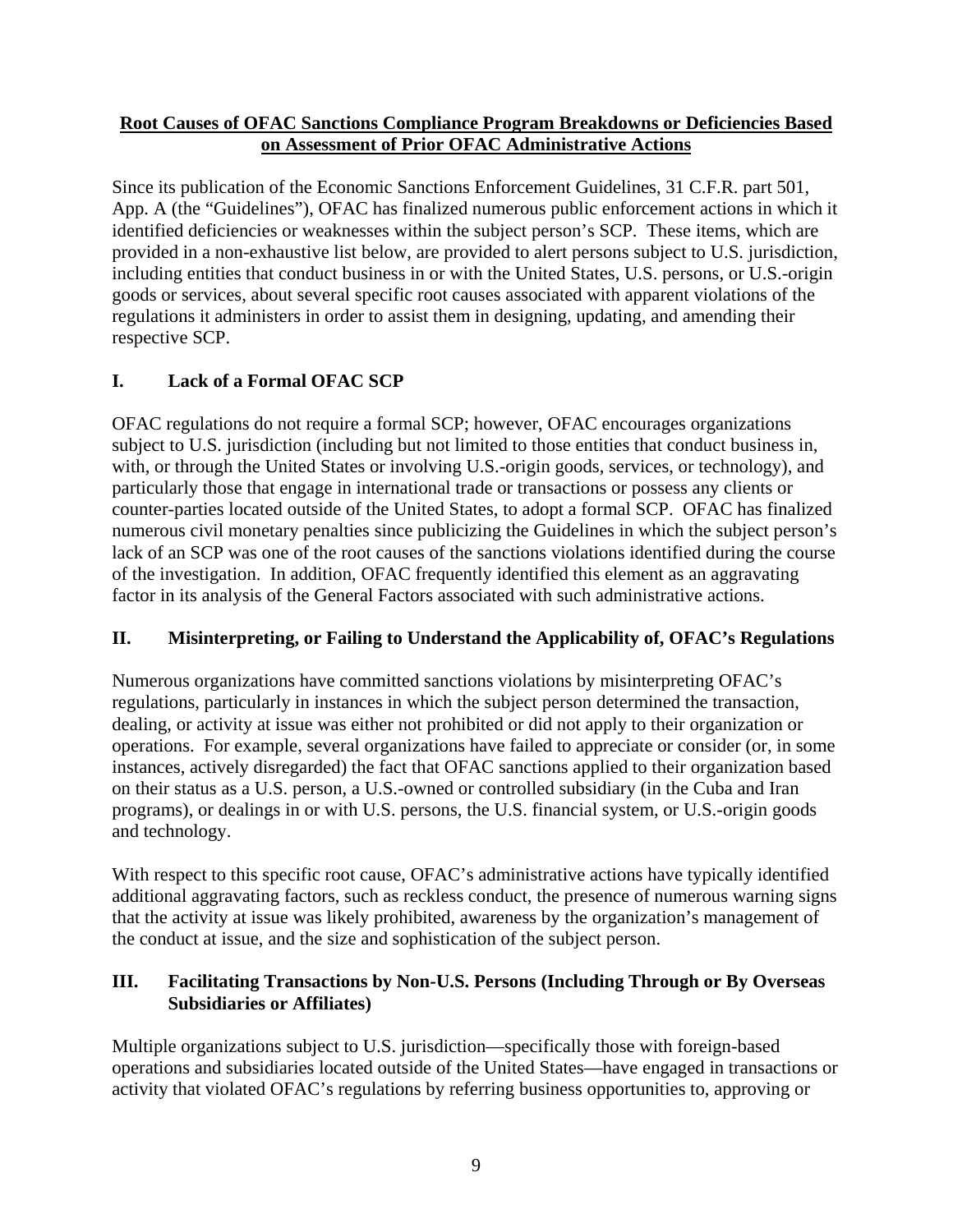## Root Causes of OFAC Sanctions Compliance Program Breakdowns or Deficiencies Based on Assessment of Prior OFAC Administrative Actions

Since its publication of the Economic Sanctions Enforcement Guidelines, 31 C.F.R. part 501, App. A (the "Guidelines"), OFAC has finalized numerous public enforcement actions in which it identified deficiencies or weaknesses within the subject person's SCP. These items, which are provided in a non-exhaustive list below, are provided to alert persons subject to U.S. jurisdiction, including entities that conduct business in or with the United States, U.S. persons, or U.S.-origin goods or services, about several specific root causes associated with apparent violations of the regulations it administers in order to assist them in designing, updating, and amending their respective SCP.

### I. Lack of a Formal OFAC SCP

OFAC regulations do not require a formal SCP; however, OFAC encourages organizations subject to U.S. jurisdiction (including but not limited to those entities that conduct business in, with, or through the United States or involving U.S.-origin goods, services, or technology), and particularly those that engage in international trade or transactions or possess any clients or counter-parties located outside of the United States, to adopt a formal SCP. OFAC has finalized numerous civil monetary penalties since publicizing the Guidelines in which the subject person's lack of an SCP was one of the root causes of the sanctions violations identified during the course of the investigation. In addition, OFAC frequently identified this element as an aggravating factor in its analysis of the General Factors associated with such administrative actions.

### II. Misinterpreting, or Failing to Understand the Applicability of, OFAC's Regulations

Numerous organizations have committed sanctions violations by misinterpreting OFAC's regulations, particularly in instances in which the subject person determined the transaction, dealing, or activity at issue was either not prohibited or did not apply to their organization or operations. For example, several organizations have failed to appreciate or consider (or, in some instances, actively disregarded) the fact that OFAC sanctions applied to their organization based on their status as a U.S. person, a U.S.-owned or controlled subsidiary (in the Cuba and Iran programs), or dealings in or with U.S. persons, the U.S. financial system, or U.S.-origin goods and technology.

With respect to this specific root cause, OFAC's administrative actions have typically identified additional aggravating factors, such as reckless conduct, the presence of numerous warning signs that the activity at issue was likely prohibited, awareness by the organization's management of the conduct at issue, and the size and sophistication of the subject person.

### III. Facilitating Transactions by Non-U.S. Persons (Including Through or By Overseas Subsidiaries or Affiliates)

Multiple organizations subject to U.S. jurisdiction—specifically those with foreign-based operations and subsidiaries located outside of the United States—have engaged in transactions or activity that violated OFAC's regulations by referring business opportunities to, approving or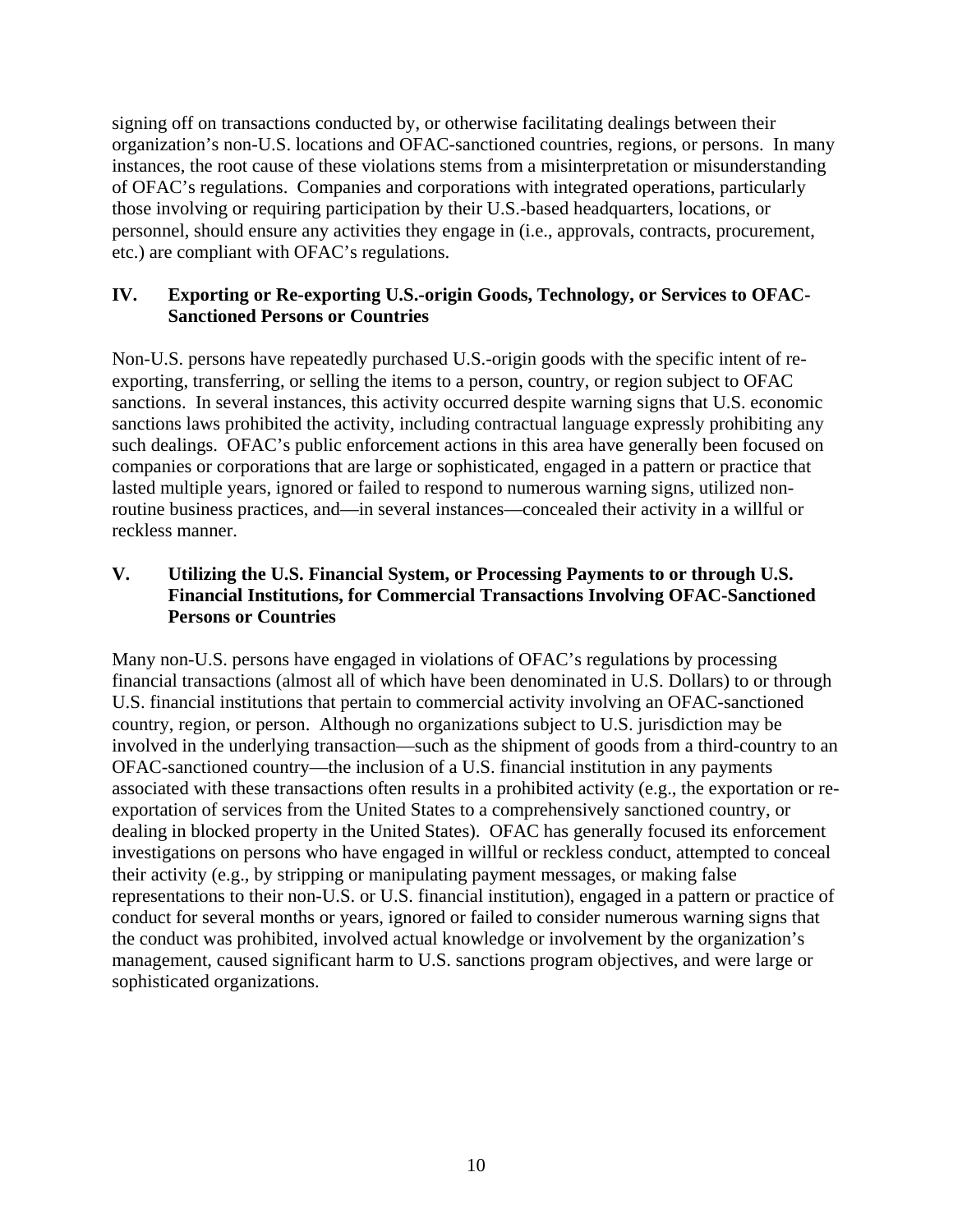signing off on transactions conducted by, or otherwise facilitating dealings between their organization's non-U.S. locations and OFAC-sanctioned countries, regions, or persons. In many instances, the root cause of these violations stems from a misinterpretation or misunderstanding of OFAC's regulations. Companies and corporations with integrated operations, particularly those involving or requiring participation by their U.S.-based headquarters, locations, or personnel, should ensure any activities they engage in (i.e., approvals, contracts, procurement, etc.) are compliant with OFAC's regulations.

## IV. Exporting or Re-exporting U.S.-origin Goods, Technology, or Services to OFAC-Sanctioned Persons or Countries

Non-U.S. persons have repeatedly purchased U.S.-origin goods with the specific intent of re-exporting, transferring, or selling the items to a person, country, or region subject to OFAC sanctions. In several instances, this activity occurred despite warning signs that U.S. economic sanctions laws prohibited the activity, including contractual language expressly prohibiting any such dealings. OFAC's public enforcement actions in this area have generally been focused on companies or corporations that are large or sophisticated, engaged in a pattern or practice that lasted multiple years, ignored or failed to respond to numerous warning signs, utilized non-routine business practices, and—in several instances—concealed their activity in a willful or reckless manner.

## V. Utilizing the U.S. Financial System, or Processing Payments to or through U.S. Financial Institutions, for Commercial Transactions Involving OFAC-Sanctioned Persons or Countries

Many non-U.S. persons have engaged in violations of OFAC's regulations by processing financial transactions (almost all of which have been denominated in U.S. Dollars) to or through U.S. financial institutions that pertain to commercial activity involving an OFAC-sanctioned country, region, or person. Although no organizations subject to U.S. jurisdiction may be involved in the underlying transaction—such as the shipment of goods from a third-country to an OFAC-sanctioned country—the inclusion of a U.S. financial institution in any payments associated with these transactions often results in a prohibited activity (e.g., the exportation or re-exportation of services from the United States to a comprehensively sanctioned country, or dealing in blocked property in the United States). OFAC has generally focused its enforcement investigations on persons who have engaged in willful or reckless conduct, attempted to conceal their activity (e.g., by stripping or manipulating payment messages, or making false representations to their non-U.S. or U.S. financial institution), engaged in a pattern or practice of conduct for several months or years, ignored or failed to consider numerous warning signs that the conduct was prohibited, involved actual knowledge or involvement by the organization's management, caused significant harm to U.S. sanctions program objectives, and were large or sophisticated organizations.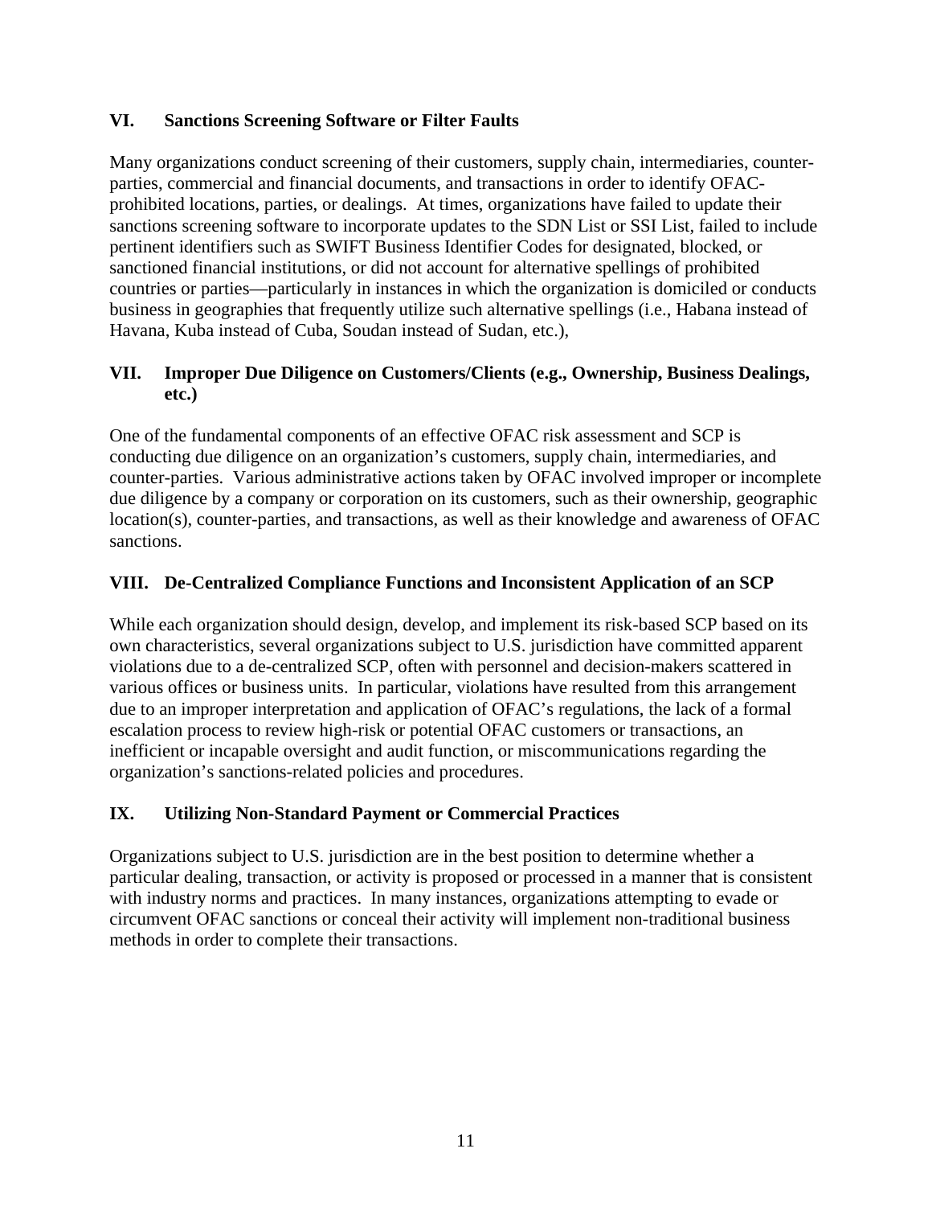### VI. Sanctions Screening Software or Filter Faults

Many organizations conduct screening of their customers, supply chain, intermediaries, counter-parties, commercial and financial documents, and transactions in order to identify OFAC-prohibited locations, parties, or dealings. At times, organizations have failed to update their sanctions screening software to incorporate updates to the SDN List or SSI List, failed to include pertinent identifiers such as SWIFT Business Identifier Codes for designated, blocked, or sanctioned financial institutions, or did not account for alternative spellings of prohibited countries or parties—particularly in instances in which the organization is domiciled or conducts business in geographies that frequently utilize such alternative spellings (i.e., Habana instead of Havana, Kuba instead of Cuba, Soudan instead of Sudan, etc.),

### VII. Improper Due Diligence on Customers/Clients (e.g., Ownership, Business Dealings, etc.)

One of the fundamental components of an effective OFAC risk assessment and SCP is conducting due diligence on an organization's customers, supply chain, intermediaries, and counter-parties. Various administrative actions taken by OFAC involved improper or incomplete due diligence by a company or corporation on its customers, such as their ownership, geographic location(s), counter-parties, and transactions, as well as their knowledge and awareness of OFAC sanctions.

### VIII. De-Centralized Compliance Functions and Inconsistent Application of an SCP

While each organization should design, develop, and implement its risk-based SCP based on its own characteristics, several organizations subject to U.S. jurisdiction have committed apparent violations due to a de-centralized SCP, often with personnel and decision-makers scattered in various offices or business units. In particular, violations have resulted from this arrangement due to an improper interpretation and application of OFAC's regulations, the lack of a formal escalation process to review high-risk or potential OFAC customers or transactions, an inefficient or incapable oversight and audit function, or miscommunications regarding the organization's sanctions-related policies and procedures.

### IX. Utilizing Non-Standard Payment or Commercial Practices

Organizations subject to U.S. jurisdiction are in the best position to determine whether a particular dealing, transaction, or activity is proposed or processed in a manner that is consistent with industry norms and practices. In many instances, organizations attempting to evade or circumvent OFAC sanctions or conceal their activity will implement non-traditional business methods in order to complete their transactions.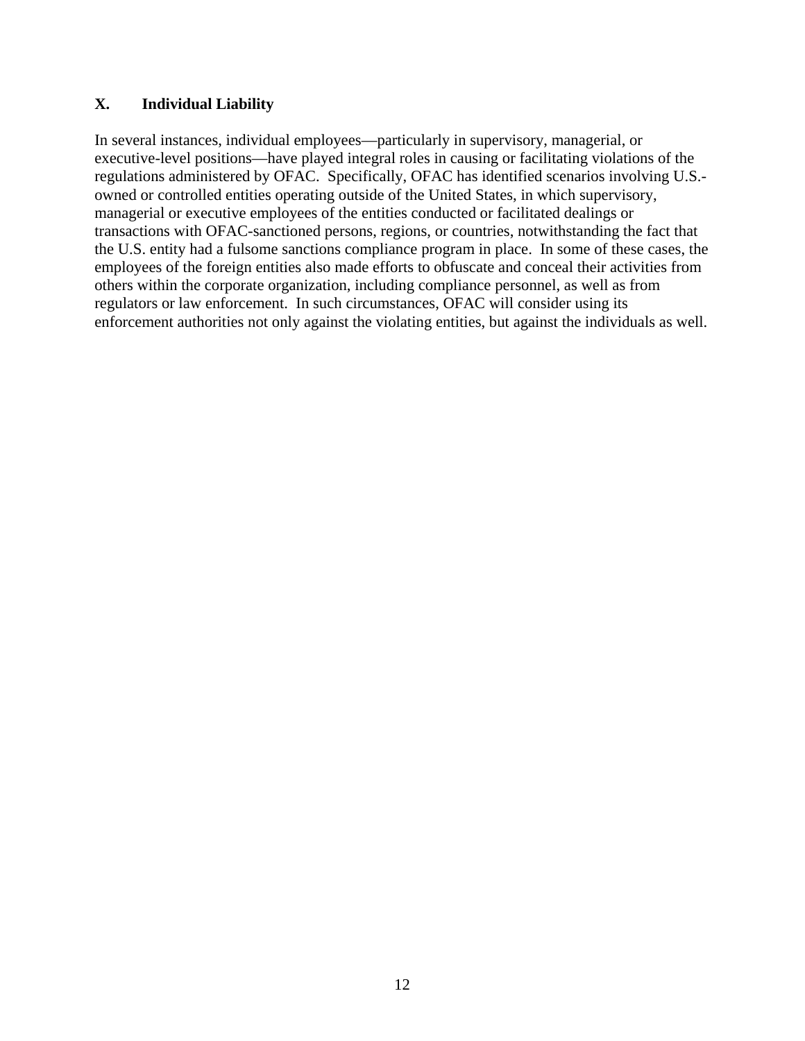## X. Individual Liability

In several instances, individual employees—particularly in supervisory, managerial, or executive-level positions—have played integral roles in causing or facilitating violations of the regulations administered by OFAC. Specifically, OFAC has identified scenarios involving U.S.-owned or controlled entities operating outside of the United States, in which supervisory, managerial or executive employees of the entities conducted or facilitated dealings or transactions with OFAC-sanctioned persons, regions, or countries, notwithstanding the fact that the U.S. entity had a fulsome sanctions compliance program in place. In some of these cases, the employees of the foreign entities also made efforts to obfuscate and conceal their activities from others within the corporate organization, including compliance personnel, as well as from regulators or law enforcement. In such circumstances, OFAC will consider using its enforcement authorities not only against the violating entities, but against the individuals as well.